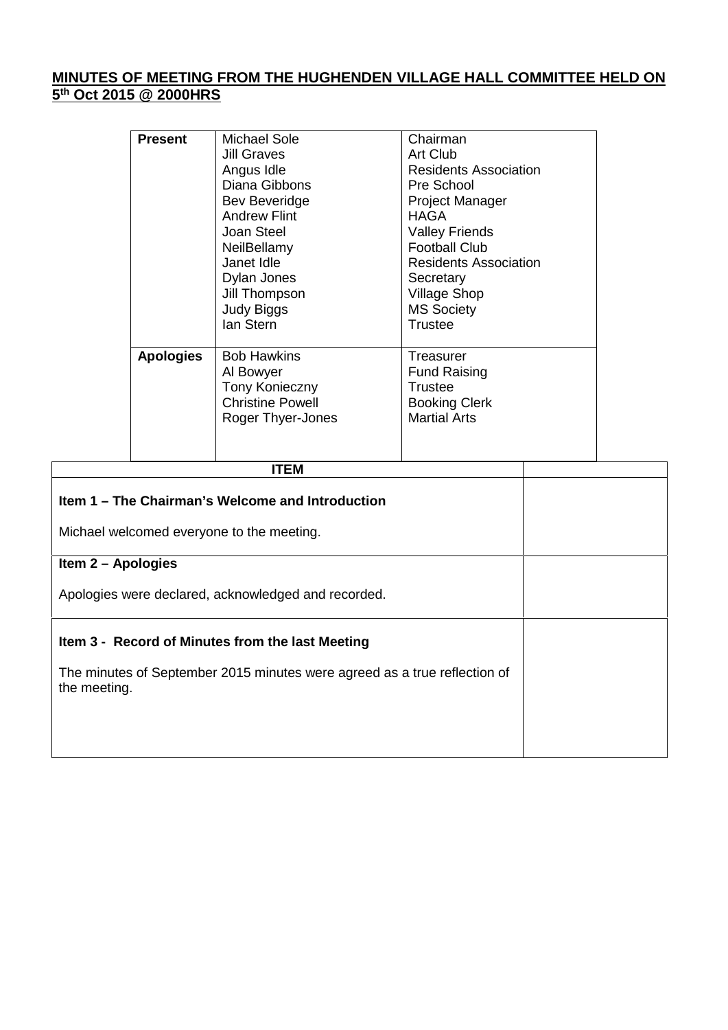**MINUTES OF MEETING FROM THE HUGHENDEN VILLAGE HALL COMMITTEE HELD ON 5th Oct 2015 @ 2000HRS**

| | | |
|---|---|---|
| **Present** | Michael Sole | Chairman |
| | Jill Graves | Art Club |
| | Angus Idle | Residents Association |
| | Diana Gibbons | Pre School |
| | Bev Beveridge | Project Manager |
| | Andrew Flint | HAGA |
| | Joan Steel | Valley Friends |
| | NeilBellamy | Football Club |
| | Janet Idle | Residents Association |
| | Dylan Jones | Secretary |
| | Jill Thompson | Village Shop |
| | Judy Biggs | MS Society |
| | Ian Stern | Trustee |
| **Apologies** | Bob Hawkins | Treasurer |
| | Al Bowyer | Fund Raising |
| | Tony Konieczny | Trustee |
| | Christine Powell | Booking Clerk |
| | Roger Thyer-Jones | Martial Arts |

| ITEM | |
|---|---|
| **Item 1 – The Chairman's Welcome and Introduction**<br><br>Michael welcomed everyone to the meeting. | |
| **Item 2 – Apologies**<br><br>Apologies were declared, acknowledged and recorded. | |
| **Item 3 - Record of Minutes from the last Meeting**<br><br>The minutes of September 2015 minutes were agreed as a true reflection of the meeting. | |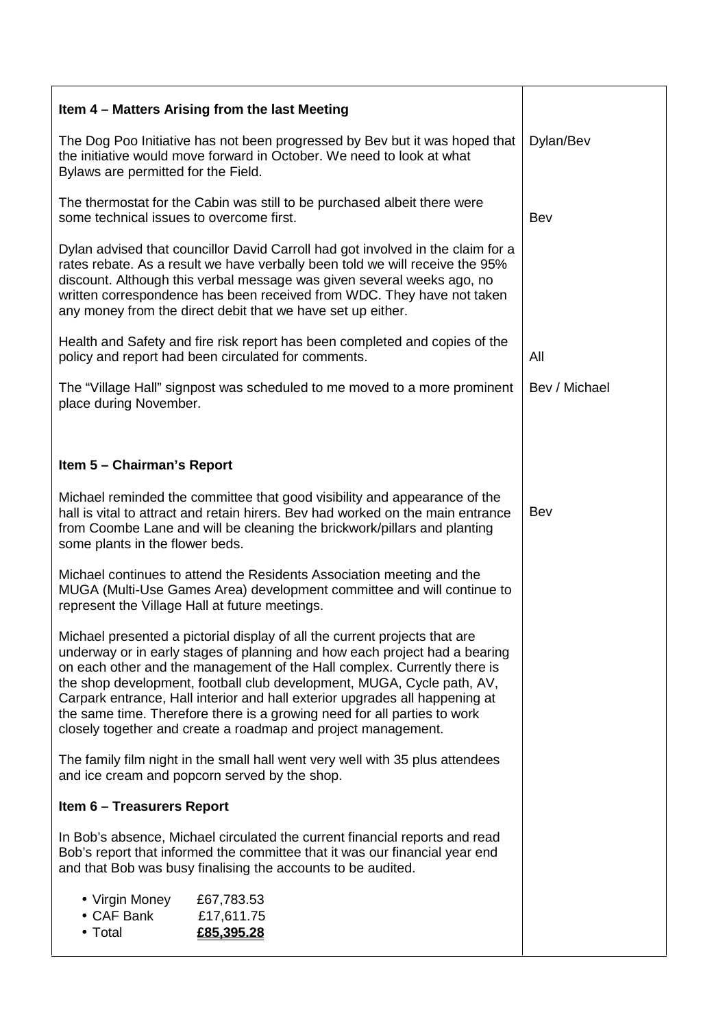| | |
|---|---|
| **Item 4 – Matters Arising from the last Meeting** | |
| The Dog Poo Initiative has not been progressed by Bev but it was hoped that the initiative would move forward in October. We need to look at what Bylaws are permitted for the Field. | Dylan/Bev |
| The thermostat for the Cabin was still to be purchased albeit there were some technical issues to overcome first. | Bev |
| Dylan advised that councillor David Carroll had got involved in the claim for a rates rebate. As a result we have verbally been told we will receive the 95% discount. Although this verbal message was given several weeks ago, no written correspondence has been received from WDC. They have not taken any money from the direct debit that we have set up either. | |
| Health and Safety and fire risk report has been completed and copies of the policy and report had been circulated for comments. | All |
| The "Village Hall" signpost was scheduled to me moved to a more prominent place during November. | Bev / Michael |
| **Item 5 – Chairman's Report** | |
| Michael reminded the committee that good visibility and appearance of the hall is vital to attract and retain hirers. Bev had worked on the main entrance from Coombe Lane and will be cleaning the brickwork/pillars and planting some plants in the flower beds. | Bev |
| Michael continues to attend the Residents Association meeting and the MUGA (Multi-Use Games Area) development committee and will continue to represent the Village Hall at future meetings. | |
| Michael presented a pictorial display of all the current projects that are underway or in early stages of planning and how each project had a bearing on each other and the management of the Hall complex. Currently there is the shop development, football club development, MUGA, Cycle path, AV, Carpark entrance, Hall interior and hall exterior upgrades all happening at the same time. Therefore there is a growing need for all parties to work closely together and create a roadmap and project management. | |
| The family film night in the small hall went very well with 35 plus attendees and ice cream and popcorn served by the shop. | |
| **Item 6 – Treasurers Report** | |
| In Bob's absence, Michael circulated the current financial reports and read Bob's report that informed the committee that it was our financial year end and that Bob was busy finalising the accounts to be audited.<br><br>• Virgin Money £67,783.53<br>• CAF Bank £17,611.75<br>• Total **£85,395.28** | |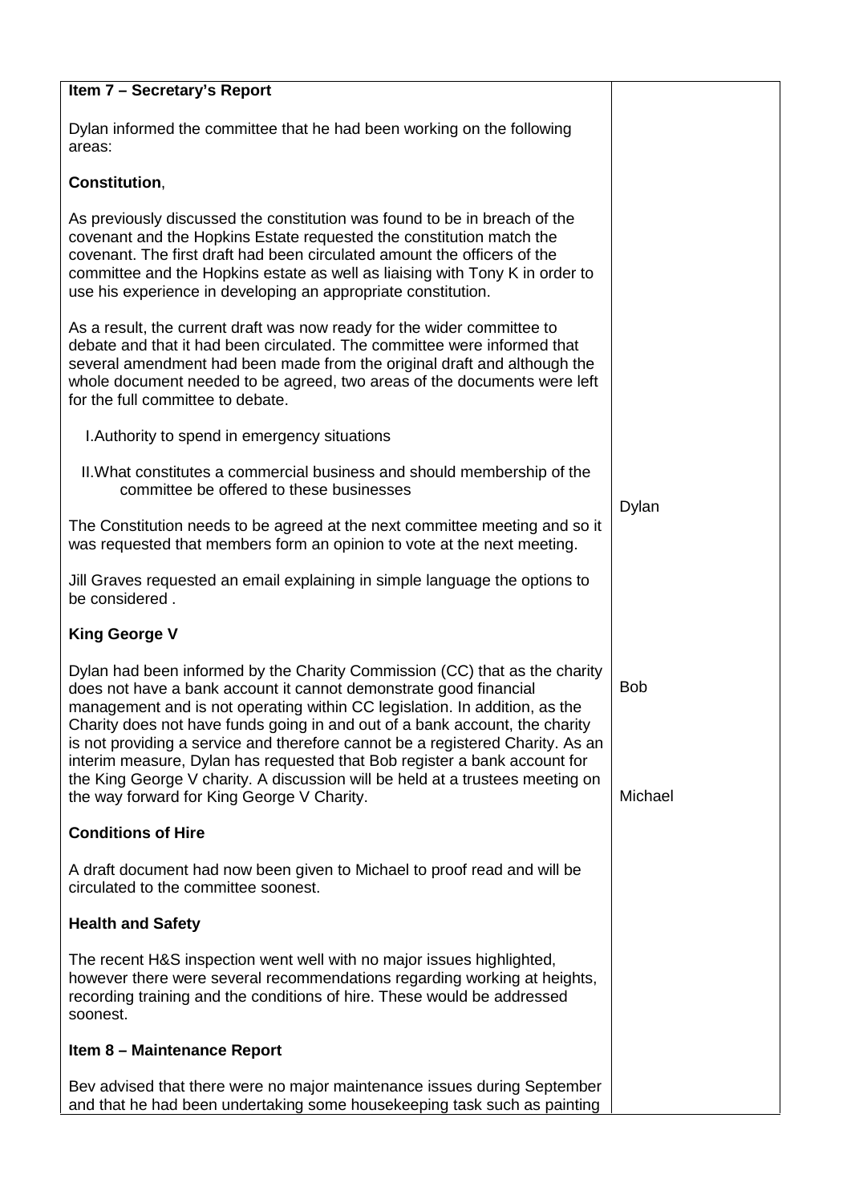| Item 7 – Secretary's Report | |
|---|---|
| Dylan informed the committee that he had been working on the following areas:<br><br>**Constitution**,<br><br>As previously discussed the constitution was found to be in breach of the covenant and the Hopkins Estate requested the constitution match the covenant. The first draft had been circulated amount the officers of the committee and the Hopkins estate as well as liaising with Tony K in order to use his experience in developing an appropriate constitution.<br><br>As a result, the current draft was now ready for the wider committee to debate and that it had been circulated. The committee were informed that several amendment had been made from the original draft and although the whole document needed to be agreed, two areas of the documents were left for the full committee to debate.<br><br>I. Authority to spend in emergency situations<br><br>II. What constitutes a commercial business and should membership of the committee be offered to these businesses<br><br>The Constitution needs to be agreed at the next committee meeting and so it was requested that members form an opinion to vote at the next meeting.<br><br>Jill Graves requested an email explaining in simple language the options to be considered . | Dylan |
| **King George V**<br><br>Dylan had been informed by the Charity Commission (CC) that as the charity does not have a bank account it cannot demonstrate good financial management and is not operating within CC legislation. In addition, as the Charity does not have funds going in and out of a bank account, the charity is not providing a service and therefore cannot be a registered Charity. As an interim measure, Dylan has requested that Bob register a bank account for the King George V charity. A discussion will be held at a trustees meeting on the way forward for King George V Charity. | Bob<br><br>Michael |
| **Conditions of Hire**<br><br>A draft document had now been given to Michael to proof read and will be circulated to the committee soonest. | |
| **Health and Safety**<br><br>The recent H&S inspection went well with no major issues highlighted, however there were several recommendations regarding working at heights, recording training and the conditions of hire. These would be addressed soonest. | |
| **Item 8 – Maintenance Report**<br><br>Bev advised that there were no major maintenance issues during September and that he had been undertaking some housekeeping task such as painting | |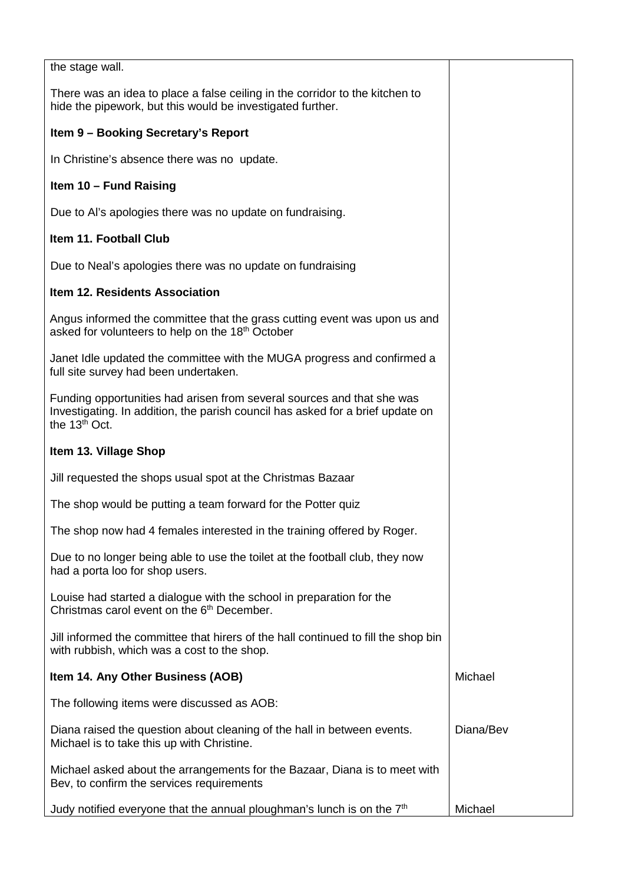| | |
|---|---|
| the stage wall.<br><br>There was an idea to place a false ceiling in the corridor to the kitchen to hide the pipework, but this would be investigated further. | |
| **Item 9 – Booking Secretary's Report** | |
| In Christine's absence there was no update. | |
| **Item 10 – Fund Raising** | |
| Due to Al's apologies there was no update on fundraising. | |
| **Item 11. Football Club** | |
| Due to Neal's apologies there was no update on fundraising | |
| **Item 12. Residents Association** | |
| Angus informed the committee that the grass cutting event was upon us and asked for volunteers to help on the 18th October | |
| Janet Idle updated the committee with the MUGA progress and confirmed a full site survey had been undertaken. | |
| Funding opportunities had arisen from several sources and that she was Investigating. In addition, the parish council has asked for a brief update on the 13th Oct. | |
| **Item 13. Village Shop** | |
| Jill requested the shops usual spot at the Christmas Bazaar | |
| The shop would be putting a team forward for the Potter quiz | |
| The shop now had 4 females interested in the training offered by Roger. | |
| Due to no longer being able to use the toilet at the football club, they now had a porta loo for shop users. | |
| Louise had started a dialogue with the school in preparation for the Christmas carol event on the 6th December. | |
| Jill informed the committee that hirers of the hall continued to fill the shop bin with rubbish, which was a cost to the shop. | |
| **Item 14. Any Other Business (AOB)** | Michael |
| The following items were discussed as AOB: | |
| Diana raised the question about cleaning of the hall in between events. Michael is to take this up with Christine. | Diana/Bev |
| Michael asked about the arrangements for the Bazaar, Diana is to meet with Bev, to confirm the services requirements | |
| Judy notified everyone that the annual ploughman's lunch is on the 7th | Michael |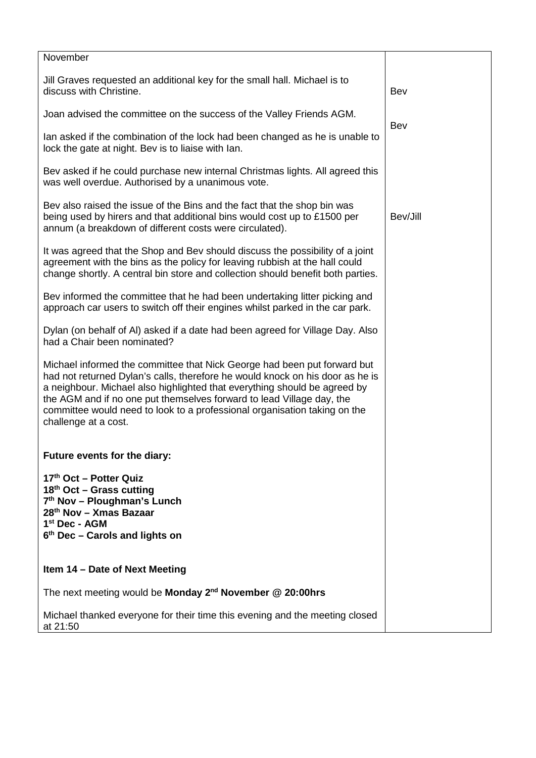| | |
|---|---|
| November<br><br>Jill Graves requested an additional key for the small hall. Michael is to discuss with Christine. | Bev |
| Joan advised the committee on the success of the Valley Friends AGM.<br><br>Ian asked if the combination of the lock had been changed as he is unable to lock the gate at night. Bev is to liaise with Ian. | Bev |
| Bev asked if he could purchase new internal Christmas lights. All agreed this was well overdue. Authorised by a unanimous vote. | |
| Bev also raised the issue of the Bins and the fact that the shop bin was being used by hirers and that additional bins would cost up to £1500 per annum (a breakdown of different costs were circulated). | Bev/Jill |
| It was agreed that the Shop and Bev should discuss the possibility of a joint agreement with the bins as the policy for leaving rubbish at the hall could change shortly. A central bin store and collection should benefit both parties. | |
| Bev informed the committee that he had been undertaking litter picking and approach car users to switch off their engines whilst parked in the car park. | |
| Dylan (on behalf of Al) asked if a date had been agreed for Village Day. Also had a Chair been nominated? | |
| Michael informed the committee that Nick George had been put forward but had not returned Dylan's calls, therefore he would knock on his door as he is a neighbour. Michael also highlighted that everything should be agreed by the AGM and if no one put themselves forward to lead Village day, the committee would need to look to a professional organisation taking on the challenge at a cost. | |
| **Future events for the diary:**<br><br>**17th Oct – Potter Quiz**<br>**18th Oct – Grass cutting**<br>**7th Nov – Ploughman's Lunch**<br>**28th Nov – Xmas Bazaar**<br>**1st Dec - AGM**<br>**6th Dec – Carols and lights on** | |
| **Item 14 – Date of Next Meeting**<br><br>The next meeting would be **Monday 2nd November @ 20:00hrs**<br><br>Michael thanked everyone for their time this evening and the meeting closed at 21:50 | |